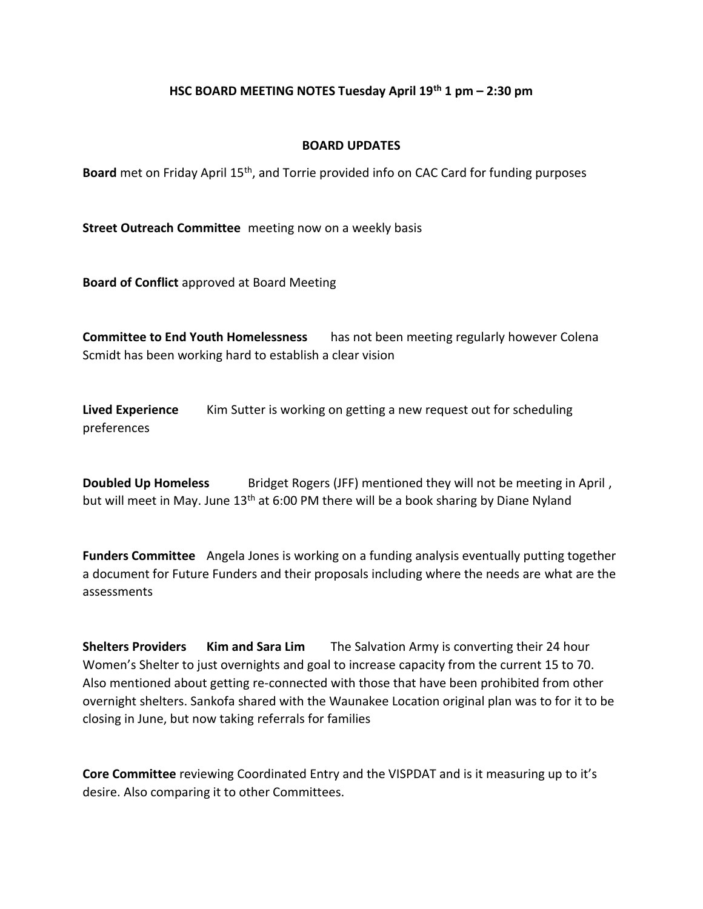# HSC BOARD MEETING NOTES Tuesday April 19th 1 pm – 2:30 pm

## BOARD UPDATES

**Board** met on Friday April 15th, and Torrie provided info on CAC Card for funding purposes

**Street Outreach Committee** meeting now on a weekly basis

**Board of Conflict** approved at Board Meeting

**Committee to End Youth Homelessness** has not been meeting regularly however Colena Scmidt has been working hard to establish a clear vision

**Lived Experience** Kim Sutter is working on getting a new request out for scheduling preferences

**Doubled Up Homeless** Bridget Rogers (JFF) mentioned they will not be meeting in April , but will meet in May. June 13th at 6:00 PM there will be a book sharing by Diane Nyland

**Funders Committee** Angela Jones is working on a funding analysis eventually putting together a document for Future Funders and their proposals including where the needs are what are the assessments

**Shelters Providers Kim and Sara Lim** The Salvation Army is converting their 24 hour Women's Shelter to just overnights and goal to increase capacity from the current 15 to 70. Also mentioned about getting re-connected with those that have been prohibited from other overnight shelters. Sankofa shared with the Waunakee Location original plan was to for it to be closing in June, but now taking referrals for families

**Core Committee** reviewing Coordinated Entry and the VISPDAT and is it measuring up to it's desire. Also comparing it to other Committees.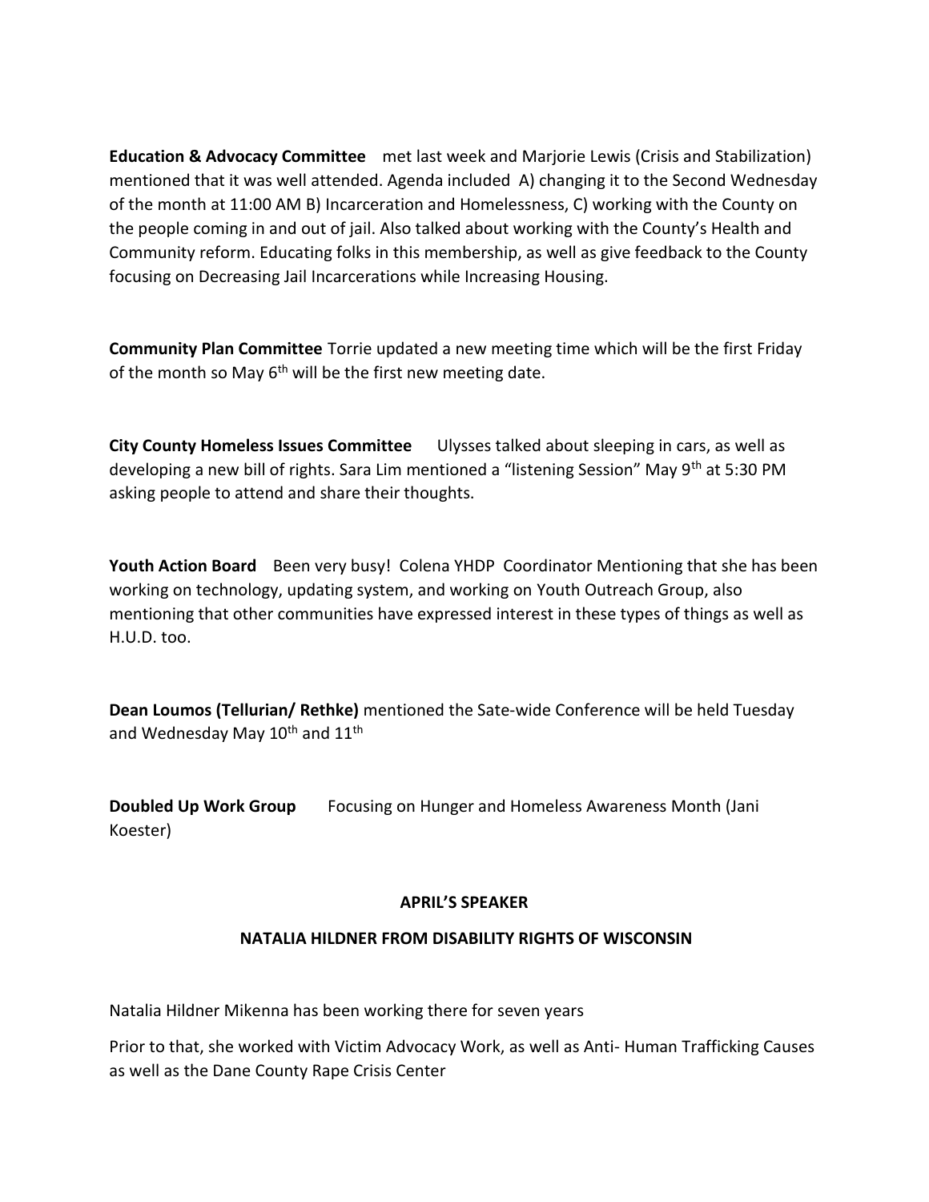**Education & Advocacy Committee** met last week and Marjorie Lewis (Crisis and Stabilization) mentioned that it was well attended. Agenda included A) changing it to the Second Wednesday of the month at 11:00 AM B) Incarceration and Homelessness, C) working with the County on the people coming in and out of jail. Also talked about working with the County's Health and Community reform. Educating folks in this membership, as well as give feedback to the County focusing on Decreasing Jail Incarcerations while Increasing Housing.

**Community Plan Committee** Torrie updated a new meeting time which will be the first Friday of the month so May 6th will be the first new meeting date.

**City County Homeless Issues Committee** Ulysses talked about sleeping in cars, as well as developing a new bill of rights. Sara Lim mentioned a "listening Session" May 9th at 5:30 PM asking people to attend and share their thoughts.

**Youth Action Board** Been very busy! Colena YHDP Coordinator Mentioning that she has been working on technology, updating system, and working on Youth Outreach Group, also mentioning that other communities have expressed interest in these types of things as well as H.U.D. too.

**Dean Loumos (Tellurian/ Rethke)** mentioned the Sate-wide Conference will be held Tuesday and Wednesday May 10th and 11th

**Doubled Up Work Group** Focusing on Hunger and Homeless Awareness Month (Jani Koester)

**APRIL'S SPEAKER**

**NATALIA HILDNER FROM DISABILITY RIGHTS OF WISCONSIN**

Natalia Hildner Mikenna has been working there for seven years

Prior to that, she worked with Victim Advocacy Work, as well as Anti- Human Trafficking Causes as well as the Dane County Rape Crisis Center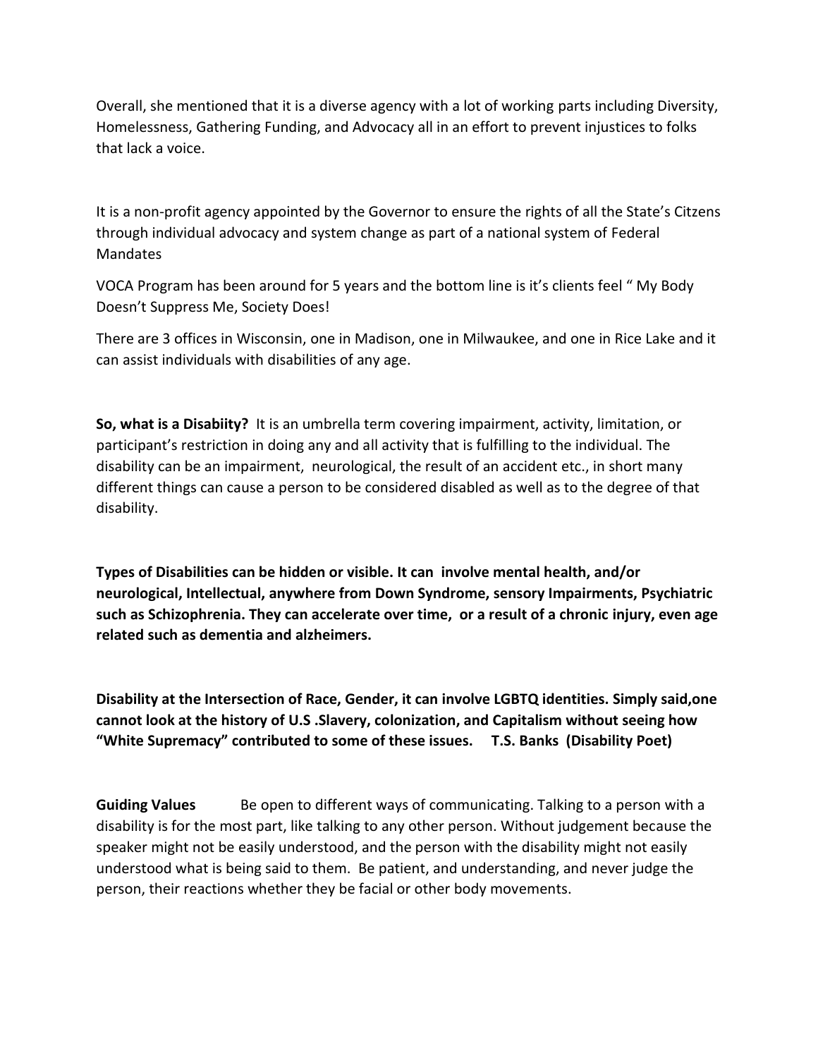Overall, she mentioned that it is a diverse agency with a lot of working parts including Diversity, Homelessness, Gathering Funding, and Advocacy all in an effort to prevent injustices to folks that lack a voice.

It is a non-profit agency appointed by the Governor to ensure the rights of all the State's Citzens through individual advocacy and system change as part of a national system of Federal Mandates

VOCA Program has been around for 5 years and the bottom line is it's clients feel " My Body Doesn't Suppress Me, Society Does!

There are 3 offices in Wisconsin, one in Madison, one in Milwaukee, and one in Rice Lake and it can assist individuals with disabilities of any age.

**So, what is a Disabiity?** It is an umbrella term covering impairment, activity, limitation, or participant's restriction in doing any and all activity that is fulfilling to the individual. The disability can be an impairment, neurological, the result of an accident etc., in short many different things can cause a person to be considered disabled as well as to the degree of that disability.

**Types of Disabilities can be hidden or visible. It can involve mental health, and/or neurological, Intellectual, anywhere from Down Syndrome, sensory Impairments, Psychiatric such as Schizophrenia. They can accelerate over time, or a result of a chronic injury, even age related such as dementia and alzheimers.**

**Disability at the Intersection of Race, Gender, it can involve LGBTQ identities. Simply said,one cannot look at the history of U.S .Slavery, colonization, and Capitalism without seeing how "White Supremacy" contributed to some of these issues. T.S. Banks (Disability Poet)**

**Guiding Values** Be open to different ways of communicating. Talking to a person with a disability is for the most part, like talking to any other person. Without judgement because the speaker might not be easily understood, and the person with the disability might not easily understood what is being said to them. Be patient, and understanding, and never judge the person, their reactions whether they be facial or other body movements.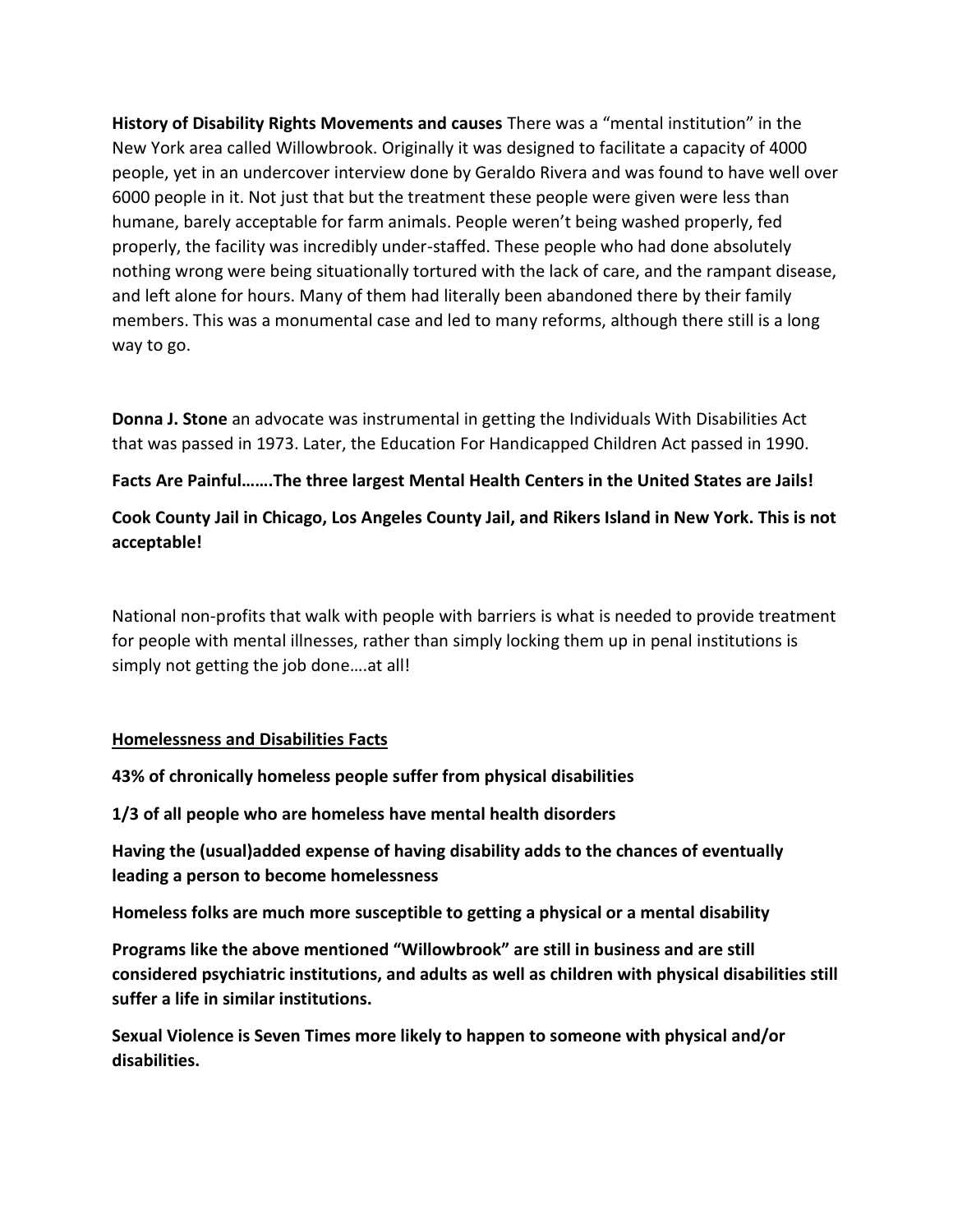**History of Disability Rights Movements and causes** There was a "mental institution" in the New York area called Willowbrook. Originally it was designed to facilitate a capacity of 4000 people, yet in an undercover interview done by Geraldo Rivera and was found to have well over 6000 people in it. Not just that but the treatment these people were given were less than humane, barely acceptable for farm animals. People weren't being washed properly, fed properly, the facility was incredibly under-staffed. These people who had done absolutely nothing wrong were being situationally tortured with the lack of care, and the rampant disease, and left alone for hours. Many of them had literally been abandoned there by their family members. This was a monumental case and led to many reforms, although there still is a long way to go.

**Donna J. Stone** an advocate was instrumental in getting the Individuals With Disabilities Act that was passed in 1973. Later, the Education For Handicapped Children Act passed in 1990.

**Facts Are Painful…….The three largest Mental Health Centers in the United States are Jails!**

**Cook County Jail in Chicago, Los Angeles County Jail, and Rikers Island in New York. This is not acceptable!**

National non-profits that walk with people with barriers is what is needed to provide treatment for people with mental illnesses, rather than simply locking them up in penal institutions is simply not getting the job done….at all!

**<u>Homelessness and Disabilities Facts</u>**

**43% of chronically homeless people suffer from physical disabilities**

**1/3 of all people who are homeless have mental health disorders**

**Having the (usual)added expense of having disability adds to the chances of eventually leading a person to become homelessness**

**Homeless folks are much more susceptible to getting a physical or a mental disability**

**Programs like the above mentioned "Willowbrook" are still in business and are still considered psychiatric institutions, and adults as well as children with physical disabilities still suffer a life in similar institutions.**

**Sexual Violence is Seven Times more likely to happen to someone with physical and/or disabilities.**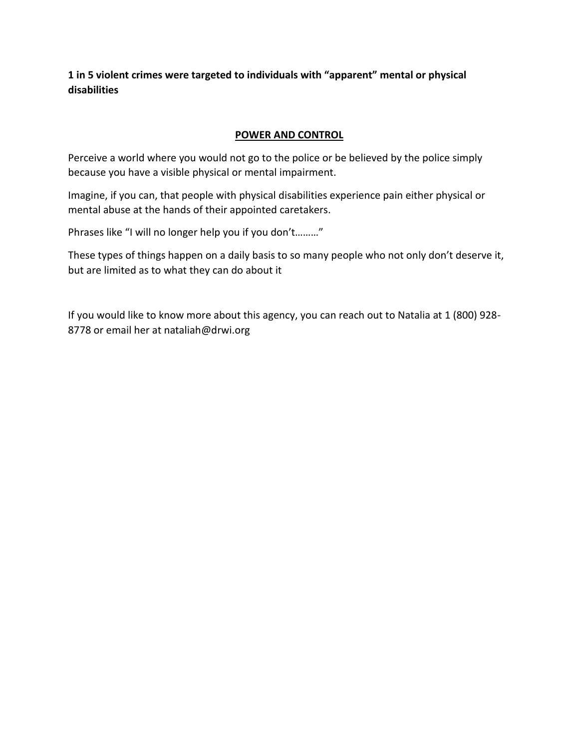**1 in 5 violent crimes were targeted to individuals with "apparent" mental or physical disabilities**

## POWER AND CONTROL

Perceive a world where you would not go to the police or be believed by the police simply because you have a visible physical or mental impairment.

Imagine, if you can, that people with physical disabilities experience pain either physical or mental abuse at the hands of their appointed caretakers.

Phrases like "I will no longer help you if you don't………"

These types of things happen on a daily basis to so many people who not only don't deserve it, but are limited as to what they can do about it

If you would like to know more about this agency, you can reach out to Natalia at 1 (800) 928-8778 or email her at nataliah@drwi.org